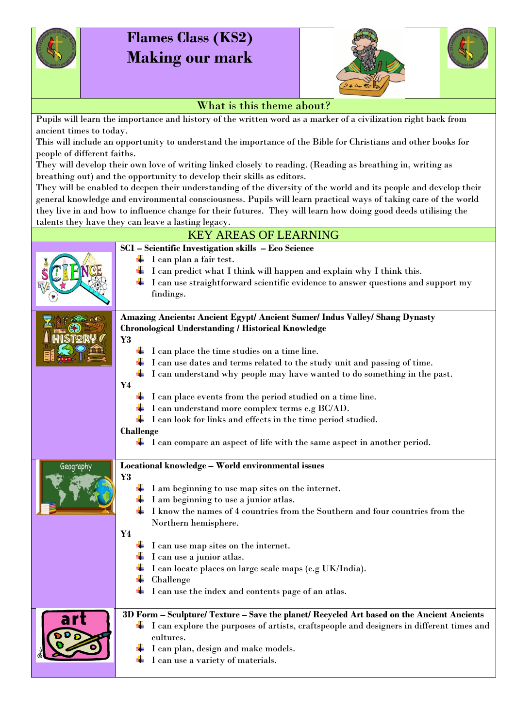# Flames Class (KS2)
# Making our mark

## What is this theme about?

Pupils will learn the importance and history of the written word as a marker of a civilization right back from ancient times to today.
This will include an opportunity to understand the importance of the Bible for Christians and other books for people of different faiths.
They will develop their own love of writing linked closely to reading. (Reading as breathing in, writing as breathing out) and the opportunity to develop their skills as editors.
They will be enabled to deepen their understanding of the diversity of the world and its people and develop their general knowledge and environmental consciousness. Pupils will learn practical ways of taking care of the world they live in and how to influence change for their futures. They will learn how doing good deeds utilising the talents they have they can leave a lasting legacy.

## KEY AREAS OF LEARNING

**SC1 – Scientific Investigation skills – Eco Science**

- I can plan a fair test.
- I can predict what I think will happen and explain why I think this.
- I can use straightforward scientific evidence to answer questions and support my findings.

**Amazing Ancients: Ancient Egypt/ Ancient Sumer/ Indus Valley/ Shang Dynasty**
**Chronological Understanding / Historical Knowledge**

**Y3**

- I can place the time studies on a time line.
- I can use dates and terms related to the study unit and passing of time.
- I can understand why people may have wanted to do something in the past.

**Y4**

- I can place events from the period studied on a time line.
- I can understand more complex terms e.g BC/AD.
- I can look for links and effects in the time period studied.

**Challenge**

- I can compare an aspect of life with the same aspect in another period.

**Locational knowledge – World environmental issues**

**Y3**

- I am beginning to use map sites on the internet.
- I am beginning to use a junior atlas.
- I know the names of 4 countries from the Southern and four countries from the Northern hemisphere.

**Y4**

- I can use map sites on the internet.
- I can use a junior atlas.
- I can locate places on large scale maps (e.g UK/India).
- Challenge
- I can use the index and contents page of an atlas.

**3D Form – Sculpture/ Texture – Save the planet/ Recycled Art based on the Ancient Ancients**

- I can explore the purposes of artists, craftspeople and designers in different times and cultures.
- I can plan, design and make models.
- I can use a variety of materials.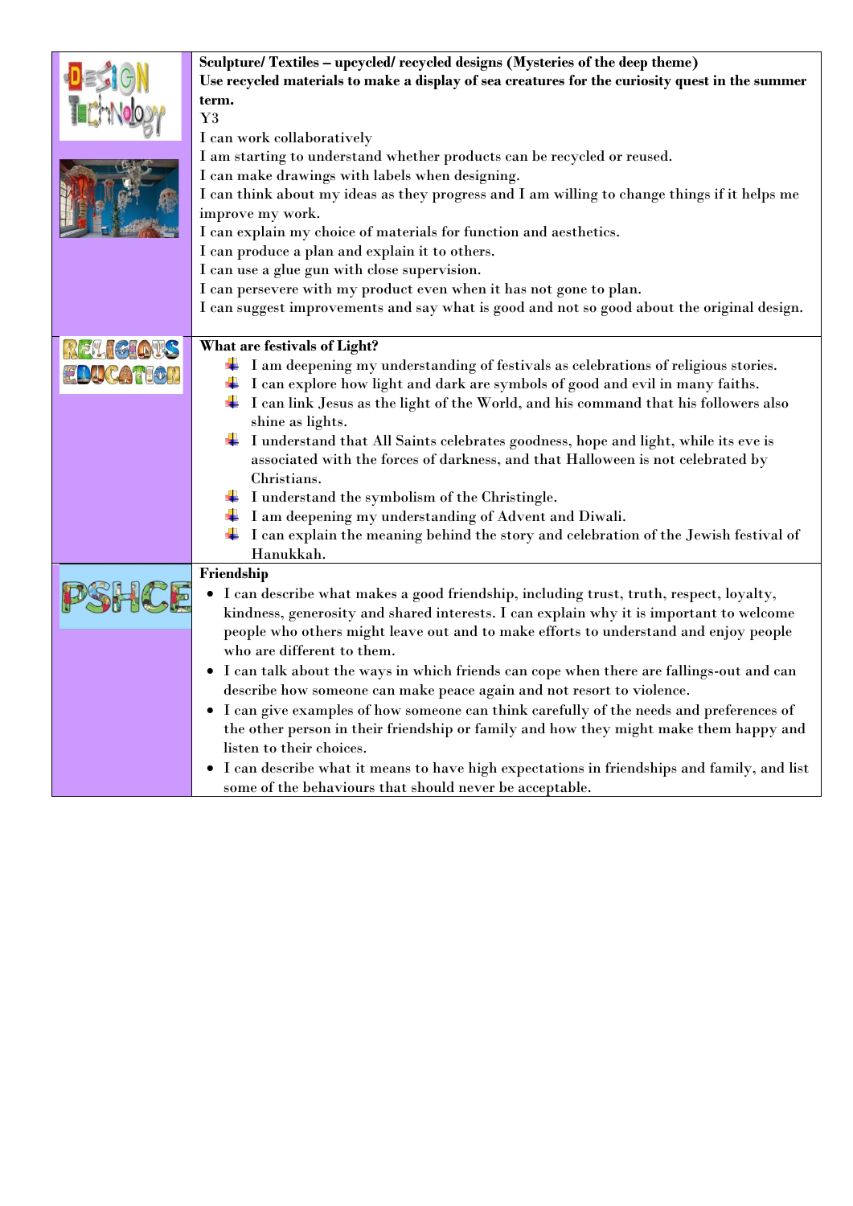| | |
|---|---|
| Design Technology | **Sculpture/ Textiles – upcycled/ recycled designs (Mysteries of the deep theme)**<br>**Use recycled materials to make a display of sea creatures for the curiosity quest in the summer term.**<br>Y3<br>I can work collaboratively<br>I am starting to understand whether products can be recycled or reused.<br>I can make drawings with labels when designing.<br>I can think about my ideas as they progress and I am willing to change things if it helps me improve my work.<br>I can explain my choice of materials for function and aesthetics.<br>I can produce a plan and explain it to others.<br>I can use a glue gun with close supervision.<br>I can persevere with my product even when it has not gone to plan.<br>I can suggest improvements and say what is good and not so good about the original design. |
| Religious Education | **What are festivals of Light?**<br>- I am deepening my understanding of festivals as celebrations of religious stories.<br>- I can explore how light and dark are symbols of good and evil in many faiths.<br>- I can link Jesus as the light of the World, and his command that his followers also shine as lights.<br>- I understand that All Saints celebrates goodness, hope and light, while its eve is associated with the forces of darkness, and that Halloween is not celebrated by Christians.<br>- I understand the symbolism of the Christingle.<br>- I am deepening my understanding of Advent and Diwali.<br>- I can explain the meaning behind the story and celebration of the Jewish festival of Hanukkah. |
| PSHCE | **Friendship**<br>- I can describe what makes a good friendship, including trust, truth, respect, loyalty, kindness, generosity and shared interests. I can explain why it is important to welcome people who others might leave out and to make efforts to understand and enjoy people who are different to them.<br>- I can talk about the ways in which friends can cope when there are fallings-out and can describe how someone can make peace again and not resort to violence.<br>- I can give examples of how someone can think carefully of the needs and preferences of the other person in their friendship or family and how they might make them happy and listen to their choices.<br>- I can describe what it means to have high expectations in friendships and family, and list some of the behaviours that should never be acceptable. |